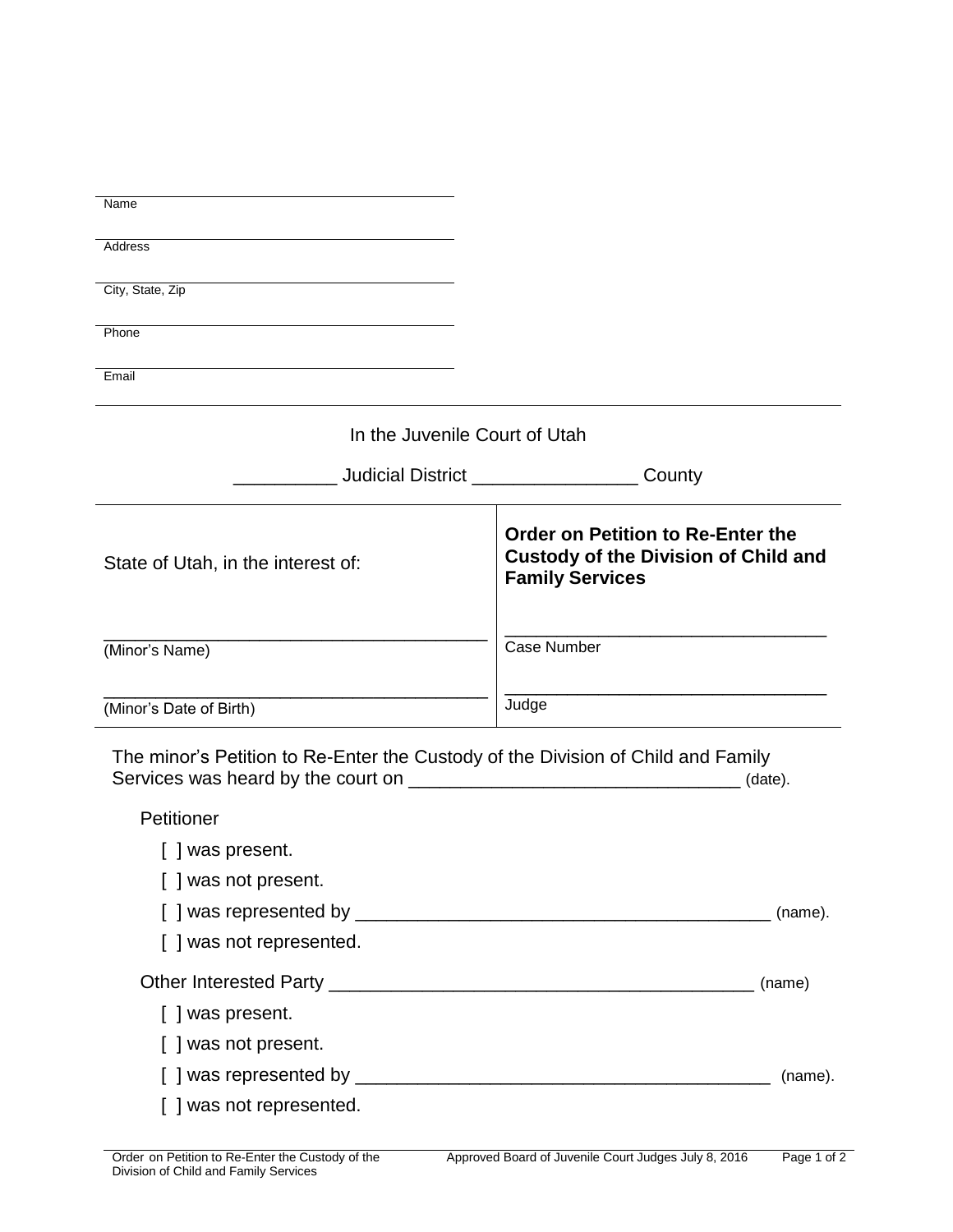______________________________
Name

______________________________
Address

______________________________
City, State, Zip

______________________________
Phone

______________________________
Email

In the Juvenile Court of Utah

__________ Judicial District ________________ County

| State of Utah, in the interest of: | **Order on Petition to Re-Enter the Custody of the Division of Child and Family Services** |
|---|---|
| ______________________________ (Minor's Name) | ______________________________ Case Number |
| ______________________________ (Minor's Date of Birth) | ______________________________ Judge |

The minor's Petition to Re-Enter the Custody of the Division of Child and Family Services was heard by the court on ________________________________ (date).

Petitioner

[ ] was present.

[ ] was not present.

[ ] was represented by ________________________________________ (name).

[ ] was not represented.

Other Interested Party ________________________________________ (name)

[ ] was present.

[ ] was not present.

[ ] was represented by ________________________________________ (name).

[ ] was not represented.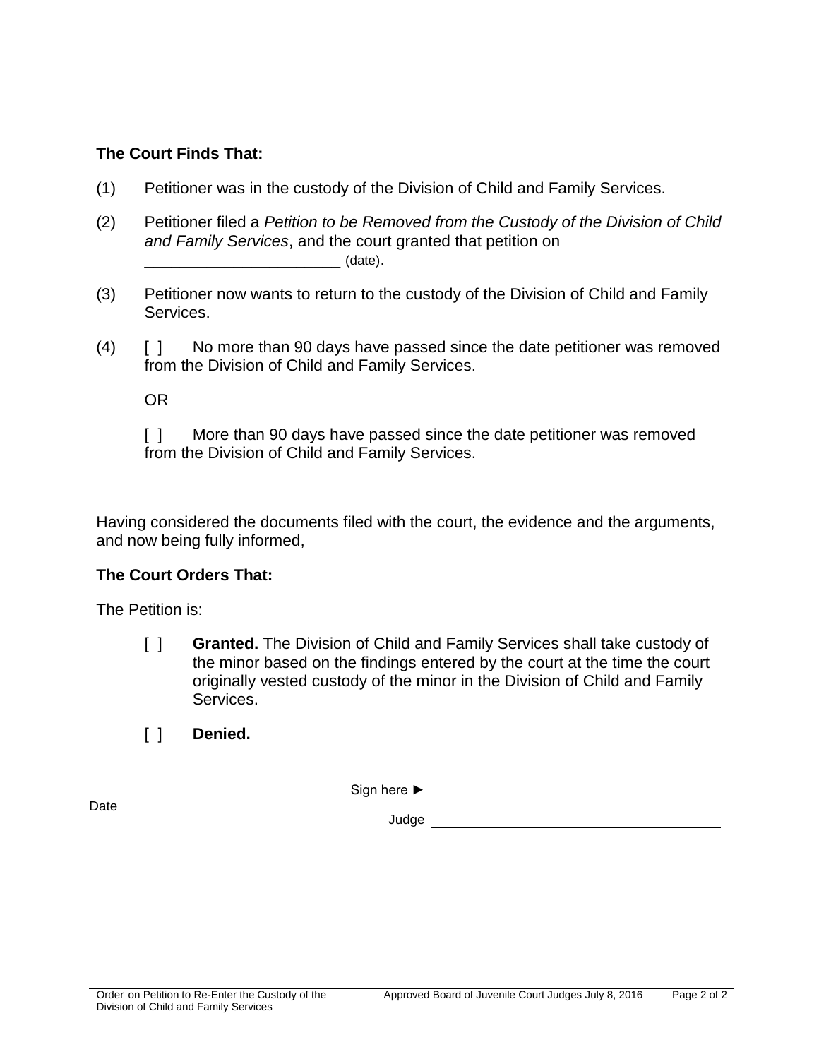**The Court Finds That:**

(1) Petitioner was in the custody of the Division of Child and Family Services.

(2) Petitioner filed a *Petition to be Removed from the Custody of the Division of Child and Family Services*, and the court granted that petition on _______________________ (date).

(3) Petitioner now wants to return to the custody of the Division of Child and Family Services.

(4) [ ] No more than 90 days have passed since the date petitioner was removed from the Division of Child and Family Services.

OR

[ ] More than 90 days have passed since the date petitioner was removed from the Division of Child and Family Services.

Having considered the documents filed with the court, the evidence and the arguments, and now being fully informed,

**The Court Orders That:**

The Petition is:

[ ] **Granted.** The Division of Child and Family Services shall take custody of the minor based on the findings entered by the court at the time the court originally vested custody of the minor in the Division of Child and Family Services.

[ ] **Denied.**

_______________________________ Sign here ► _______________________________

Date

Judge _______________________________

Order on Petition to Re-Enter the Custody of the Division of Child and Family Services — Approved Board of Juvenile Court Judges July 8, 2016